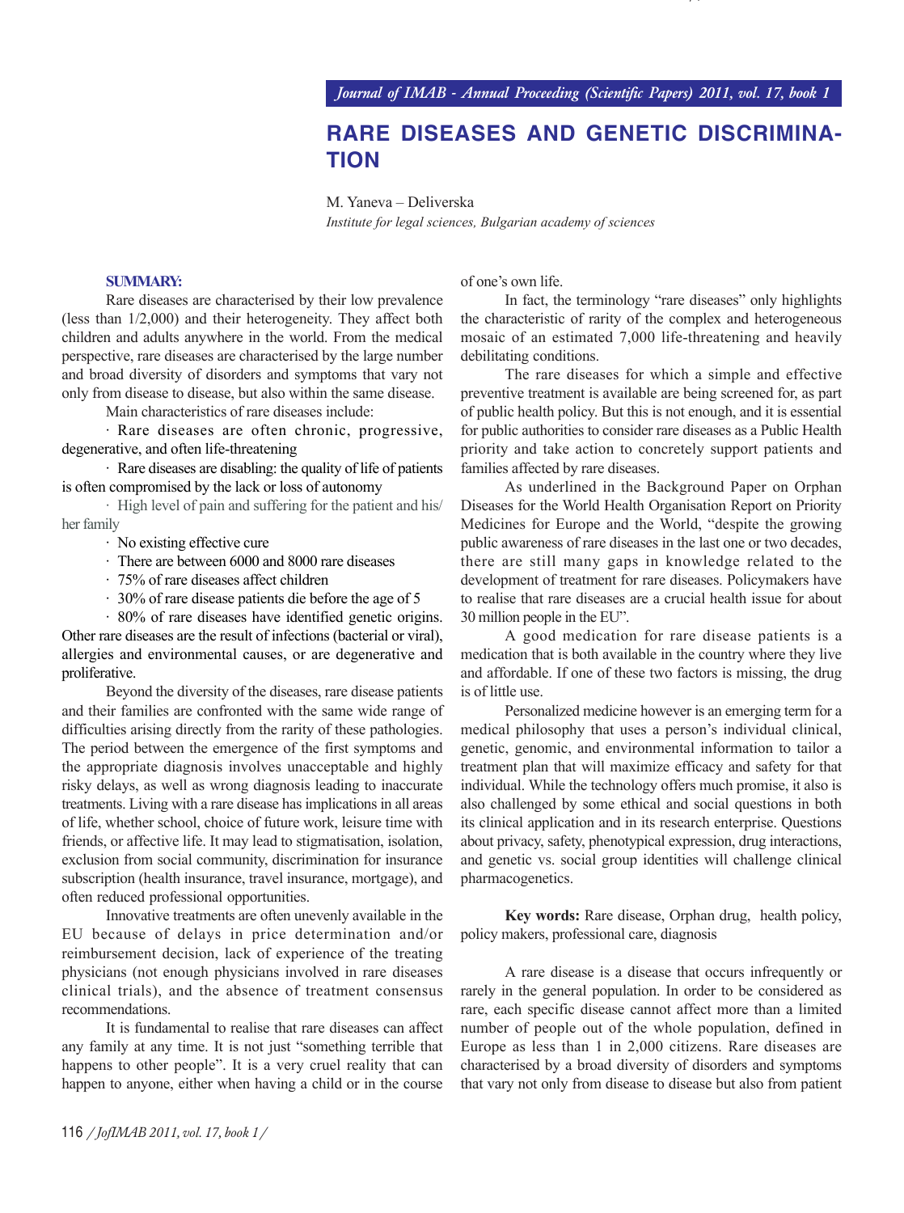# RARE DISEASES AND GENETIC DISCRIMINATION

M. Yaneva – Deliverska

*Institute for legal sciences, Bulgarian academy of sciences*

**SUMMARY:**

Rare diseases are characterised by their low prevalence (less than 1/2,000) and their heterogeneity. They affect both children and adults anywhere in the world. From the medical perspective, rare diseases are characterised by the large number and broad diversity of disorders and symptoms that vary not only from disease to disease, but also within the same disease.

Main characteristics of rare diseases include:

- Rare diseases are often chronic, progressive, degenerative, and often life-threatening
- Rare diseases are disabling: the quality of life of patients is often compromised by the lack or loss of autonomy
- High level of pain and suffering for the patient and his/her family
- No existing effective cure
- There are between 6000 and 8000 rare diseases
- 75% of rare diseases affect children
- 30% of rare disease patients die before the age of 5
- 80% of rare diseases have identified genetic origins. Other rare diseases are the result of infections (bacterial or viral), allergies and environmental causes, or are degenerative and proliferative.

Beyond the diversity of the diseases, rare disease patients and their families are confronted with the same wide range of difficulties arising directly from the rarity of these pathologies. The period between the emergence of the first symptoms and the appropriate diagnosis involves unacceptable and highly risky delays, as well as wrong diagnosis leading to inaccurate treatments. Living with a rare disease has implications in all areas of life, whether school, choice of future work, leisure time with friends, or affective life. It may lead to stigmatisation, isolation, exclusion from social community, discrimination for insurance subscription (health insurance, travel insurance, mortgage), and often reduced professional opportunities.

Innovative treatments are often unevenly available in the EU because of delays in price determination and/or reimbursement decision, lack of experience of the treating physicians (not enough physicians involved in rare diseases clinical trials), and the absence of treatment consensus recommendations.

It is fundamental to realise that rare diseases can affect any family at any time. It is not just "something terrible that happens to other people". It is a very cruel reality that can happen to anyone, either when having a child or in the course of one's own life.

In fact, the terminology "rare diseases" only highlights the characteristic of rarity of the complex and heterogeneous mosaic of an estimated 7,000 life-threatening and heavily debilitating conditions.

The rare diseases for which a simple and effective preventive treatment is available are being screened for, as part of public health policy. But this is not enough, and it is essential for public authorities to consider rare diseases as a Public Health priority and take action to concretely support patients and families affected by rare diseases.

As underlined in the Background Paper on Orphan Diseases for the World Health Organisation Report on Priority Medicines for Europe and the World, "despite the growing public awareness of rare diseases in the last one or two decades, there are still many gaps in knowledge related to the development of treatment for rare diseases. Policymakers have to realise that rare diseases are a crucial health issue for about 30 million people in the EU".

A good medication for rare disease patients is a medication that is both available in the country where they live and affordable. If one of these two factors is missing, the drug is of little use.

Personalized medicine however is an emerging term for a medical philosophy that uses a person's individual clinical, genetic, genomic, and environmental information to tailor a treatment plan that will maximize efficacy and safety for that individual. While the technology offers much promise, it also is also challenged by some ethical and social questions in both its clinical application and in its research enterprise. Questions about privacy, safety, phenotypical expression, drug interactions, and genetic vs. social group identities will challenge clinical pharmacogenetics.

**Key words:** Rare disease, Orphan drug, health policy, policy makers, professional care, diagnosis

A rare disease is a disease that occurs infrequently or rarely in the general population. In order to be considered as rare, each specific disease cannot affect more than a limited number of people out of the whole population, defined in Europe as less than 1 in 2,000 citizens. Rare diseases are characterised by a broad diversity of disorders and symptoms that vary not only from disease to disease but also from patient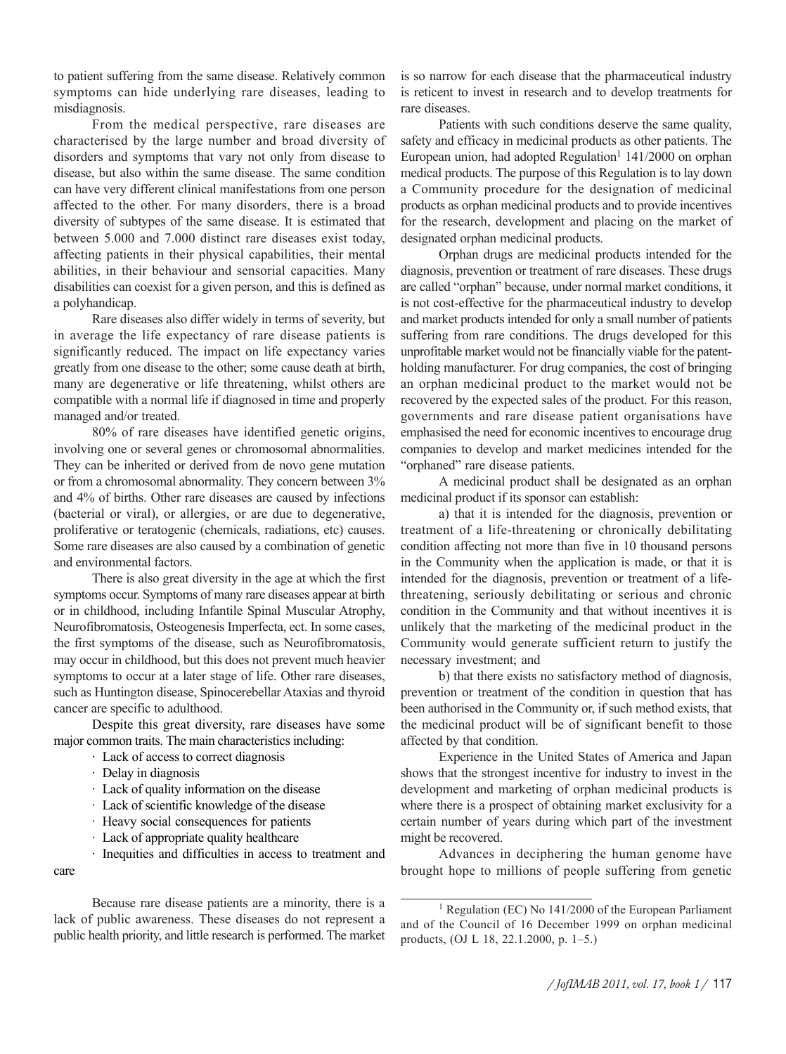to patient suffering from the same disease. Relatively common symptoms can hide underlying rare diseases, leading to misdiagnosis.

From the medical perspective, rare diseases are characterised by the large number and broad diversity of disorders and symptoms that vary not only from disease to disease, but also within the same disease. The same condition can have very different clinical manifestations from one person affected to the other. For many disorders, there is a broad diversity of subtypes of the same disease. It is estimated that between 5.000 and 7.000 distinct rare diseases exist today, affecting patients in their physical capabilities, their mental abilities, in their behaviour and sensorial capacities. Many disabilities can coexist for a given person, and this is defined as a polyhandicap.

Rare diseases also differ widely in terms of severity, but in average the life expectancy of rare disease patients is significantly reduced. The impact on life expectancy varies greatly from one disease to the other; some cause death at birth, many are degenerative or life threatening, whilst others are compatible with a normal life if diagnosed in time and properly managed and/or treated.

80% of rare diseases have identified genetic origins, involving one or several genes or chromosomal abnormalities. They can be inherited or derived from de novo gene mutation or from a chromosomal abnormality. They concern between 3% and 4% of births. Other rare diseases are caused by infections (bacterial or viral), or allergies, or are due to degenerative, proliferative or teratogenic (chemicals, radiations, etc) causes. Some rare diseases are also caused by a combination of genetic and environmental factors.

There is also great diversity in the age at which the first symptoms occur. Symptoms of many rare diseases appear at birth or in childhood, including Infantile Spinal Muscular Atrophy, Neurofibromatosis, Osteogenesis Imperfecta, ect. In some cases, the first symptoms of the disease, such as Neurofibromatosis, may occur in childhood, but this does not prevent much heavier symptoms to occur at a later stage of life. Other rare diseases, such as Huntington disease, Spinocerebellar Ataxias and thyroid cancer are specific to adulthood.

Despite this great diversity, rare diseases have some major common traits. The main characteristics including:

- Lack of access to correct diagnosis
- Delay in diagnosis
- Lack of quality information on the disease
- Lack of scientific knowledge of the disease
- Heavy social consequences for patients
- Lack of appropriate quality healthcare
- Inequities and difficulties in access to treatment and care

Because rare disease patients are a minority, there is a lack of public awareness. These diseases do not represent a public health priority, and little research is performed. The market is so narrow for each disease that the pharmaceutical industry is reticent to invest in research and to develop treatments for rare diseases.

Patients with such conditions deserve the same quality, safety and efficacy in medicinal products as other patients. The European union, had adopted Regulation[1] 141/2000 on orphan medical products. The purpose of this Regulation is to lay down a Community procedure for the designation of medicinal products as orphan medicinal products and to provide incentives for the research, development and placing on the market of designated orphan medicinal products.

Orphan drugs are medicinal products intended for the diagnosis, prevention or treatment of rare diseases. These drugs are called "orphan" because, under normal market conditions, it is not cost-effective for the pharmaceutical industry to develop and market products intended for only a small number of patients suffering from rare conditions. The drugs developed for this unprofitable market would not be financially viable for the patent-holding manufacturer. For drug companies, the cost of bringing an orphan medicinal product to the market would not be recovered by the expected sales of the product. For this reason, governments and rare disease patient organisations have emphasised the need for economic incentives to encourage drug companies to develop and market medicines intended for the "orphaned" rare disease patients.

A medicinal product shall be designated as an orphan medicinal product if its sponsor can establish:

a) that it is intended for the diagnosis, prevention or treatment of a life-threatening or chronically debilitating condition affecting not more than five in 10 thousand persons in the Community when the application is made, or that it is intended for the diagnosis, prevention or treatment of a life-threatening, seriously debilitating or serious and chronic condition in the Community and that without incentives it is unlikely that the marketing of the medicinal product in the Community would generate sufficient return to justify the necessary investment; and

b) that there exists no satisfactory method of diagnosis, prevention or treatment of the condition in question that has been authorised in the Community or, if such method exists, that the medicinal product will be of significant benefit to those affected by that condition.

Experience in the United States of America and Japan shows that the strongest incentive for industry to invest in the development and marketing of orphan medicinal products is where there is a prospect of obtaining market exclusivity for a certain number of years during which part of the investment might be recovered.

Advances in deciphering the human genome have brought hope to millions of people suffering from genetic

---

[1] Regulation (EC) No 141/2000 of the European Parliament and of the Council of 16 December 1999 on orphan medicinal products, (OJ L 18, 22.1.2000, p. 1–5.)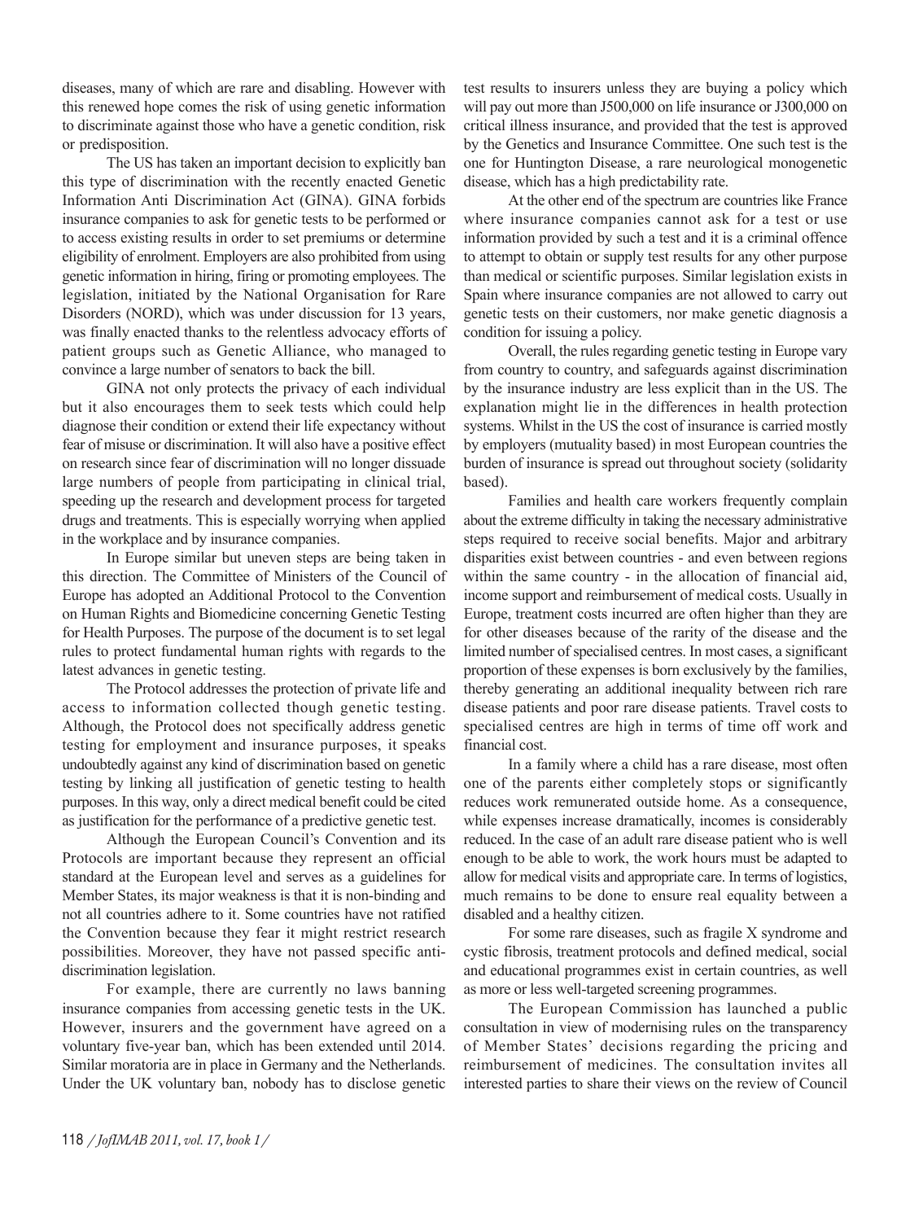diseases, many of which are rare and disabling. However with this renewed hope comes the risk of using genetic information to discriminate against those who have a genetic condition, risk or predisposition.

The US has taken an important decision to explicitly ban this type of discrimination with the recently enacted Genetic Information Anti Discrimination Act (GINA). GINA forbids insurance companies to ask for genetic tests to be performed or to access existing results in order to set premiums or determine eligibility of enrolment. Employers are also prohibited from using genetic information in hiring, firing or promoting employees. The legislation, initiated by the National Organisation for Rare Disorders (NORD), which was under discussion for 13 years, was finally enacted thanks to the relentless advocacy efforts of patient groups such as Genetic Alliance, who managed to convince a large number of senators to back the bill.

GINA not only protects the privacy of each individual but it also encourages them to seek tests which could help diagnose their condition or extend their life expectancy without fear of misuse or discrimination. It will also have a positive effect on research since fear of discrimination will no longer dissuade large numbers of people from participating in clinical trial, speeding up the research and development process for targeted drugs and treatments. This is especially worrying when applied in the workplace and by insurance companies.

In Europe similar but uneven steps are being taken in this direction. The Committee of Ministers of the Council of Europe has adopted an Additional Protocol to the Convention on Human Rights and Biomedicine concerning Genetic Testing for Health Purposes. The purpose of the document is to set legal rules to protect fundamental human rights with regards to the latest advances in genetic testing.

The Protocol addresses the protection of private life and access to information collected though genetic testing. Although, the Protocol does not specifically address genetic testing for employment and insurance purposes, it speaks undoubtedly against any kind of discrimination based on genetic testing by linking all justification of genetic testing to health purposes. In this way, only a direct medical benefit could be cited as justification for the performance of a predictive genetic test.

Although the European Council's Convention and its Protocols are important because they represent an official standard at the European level and serves as a guidelines for Member States, its major weakness is that it is non-binding and not all countries adhere to it. Some countries have not ratified the Convention because they fear it might restrict research possibilities. Moreover, they have not passed specific anti-discrimination legislation.

For example, there are currently no laws banning insurance companies from accessing genetic tests in the UK. However, insurers and the government have agreed on a voluntary five-year ban, which has been extended until 2014. Similar moratoria are in place in Germany and the Netherlands. Under the UK voluntary ban, nobody has to disclose genetic test results to insurers unless they are buying a policy which will pay out more than J500,000 on life insurance or J300,000 on critical illness insurance, and provided that the test is approved by the Genetics and Insurance Committee. One such test is the one for Huntington Disease, a rare neurological monogenetic disease, which has a high predictability rate.

At the other end of the spectrum are countries like France where insurance companies cannot ask for a test or use information provided by such a test and it is a criminal offence to attempt to obtain or supply test results for any other purpose than medical or scientific purposes. Similar legislation exists in Spain where insurance companies are not allowed to carry out genetic tests on their customers, nor make genetic diagnosis a condition for issuing a policy.

Overall, the rules regarding genetic testing in Europe vary from country to country, and safeguards against discrimination by the insurance industry are less explicit than in the US. The explanation might lie in the differences in health protection systems. Whilst in the US the cost of insurance is carried mostly by employers (mutuality based) in most European countries the burden of insurance is spread out throughout society (solidarity based).

Families and health care workers frequently complain about the extreme difficulty in taking the necessary administrative steps required to receive social benefits. Major and arbitrary disparities exist between countries - and even between regions within the same country - in the allocation of financial aid, income support and reimbursement of medical costs. Usually in Europe, treatment costs incurred are often higher than they are for other diseases because of the rarity of the disease and the limited number of specialised centres. In most cases, a significant proportion of these expenses is born exclusively by the families, thereby generating an additional inequality between rich rare disease patients and poor rare disease patients. Travel costs to specialised centres are high in terms of time off work and financial cost.

In a family where a child has a rare disease, most often one of the parents either completely stops or significantly reduces work remunerated outside home. As a consequence, while expenses increase dramatically, incomes is considerably reduced. In the case of an adult rare disease patient who is well enough to be able to work, the work hours must be adapted to allow for medical visits and appropriate care. In terms of logistics, much remains to be done to ensure real equality between a disabled and a healthy citizen.

For some rare diseases, such as fragile X syndrome and cystic fibrosis, treatment protocols and defined medical, social and educational programmes exist in certain countries, as well as more or less well-targeted screening programmes.

The European Commission has launched a public consultation in view of modernising rules on the transparency of Member States' decisions regarding the pricing and reimbursement of medicines. The consultation invites all interested parties to share their views on the review of Council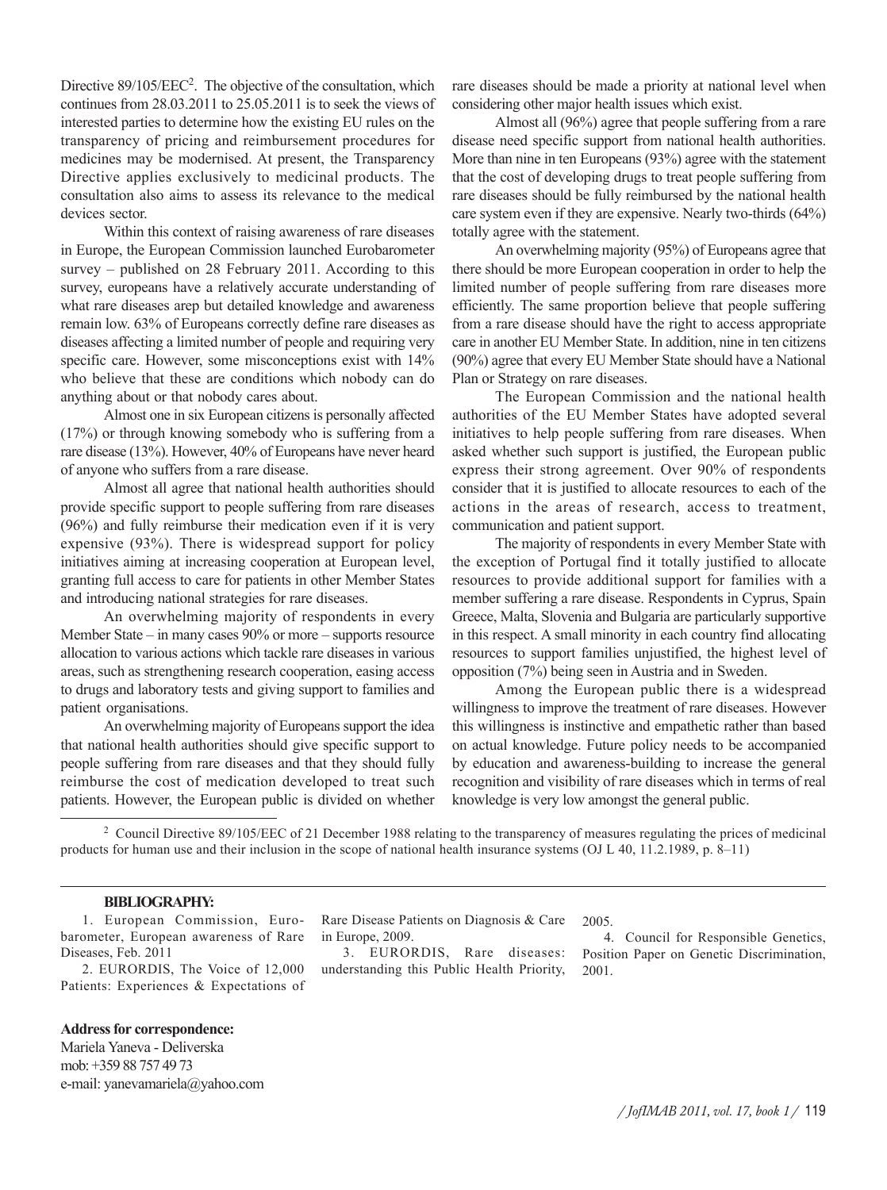Directive 89/105/EEC[2]. The objective of the consultation, which continues from 28.03.2011 to 25.05.2011 is to seek the views of interested parties to determine how the existing EU rules on the transparency of pricing and reimbursement procedures for medicines may be modernised. At present, the Transparency Directive applies exclusively to medicinal products. The consultation also aims to assess its relevance to the medical devices sector.

Within this context of raising awareness of rare diseases in Europe, the European Commission launched Eurobarometer survey – published on 28 February 2011. According to this survey, europeans have a relatively accurate understanding of what rare diseases arep but detailed knowledge and awareness remain low. 63% of Europeans correctly define rare diseases as diseases affecting a limited number of people and requiring very specific care. However, some misconceptions exist with 14% who believe that these are conditions which nobody can do anything about or that nobody cares about.

Almost one in six European citizens is personally affected (17%) or through knowing somebody who is suffering from a rare disease (13%). However, 40% of Europeans have never heard of anyone who suffers from a rare disease.

Almost all agree that national health authorities should provide specific support to people suffering from rare diseases (96%) and fully reimburse their medication even if it is very expensive (93%). There is widespread support for policy initiatives aiming at increasing cooperation at European level, granting full access to care for patients in other Member States and introducing national strategies for rare diseases.

An overwhelming majority of respondents in every Member State – in many cases 90% or more – supports resource allocation to various actions which tackle rare diseases in various areas, such as strengthening research cooperation, easing access to drugs and laboratory tests and giving support to families and patient organisations.

An overwhelming majority of Europeans support the idea that national health authorities should give specific support to people suffering from rare diseases and that they should fully reimburse the cost of medication developed to treat such patients. However, the European public is divided on whether rare diseases should be made a priority at national level when considering other major health issues which exist.

Almost all (96%) agree that people suffering from a rare disease need specific support from national health authorities. More than nine in ten Europeans (93%) agree with the statement that the cost of developing drugs to treat people suffering from rare diseases should be fully reimbursed by the national health care system even if they are expensive. Nearly two-thirds (64%) totally agree with the statement.

An overwhelming majority (95%) of Europeans agree that there should be more European cooperation in order to help the limited number of people suffering from rare diseases more efficiently. The same proportion believe that people suffering from a rare disease should have the right to access appropriate care in another EU Member State. In addition, nine in ten citizens (90%) agree that every EU Member State should have a National Plan or Strategy on rare diseases.

The European Commission and the national health authorities of the EU Member States have adopted several initiatives to help people suffering from rare diseases. When asked whether such support is justified, the European public express their strong agreement. Over 90% of respondents consider that it is justified to allocate resources to each of the actions in the areas of research, access to treatment, communication and patient support.

The majority of respondents in every Member State with the exception of Portugal find it totally justified to allocate resources to provide additional support for families with a member suffering a rare disease. Respondents in Cyprus, Spain Greece, Malta, Slovenia and Bulgaria are particularly supportive in this respect. A small minority in each country find allocating resources to support families unjustified, the highest level of opposition (7%) being seen in Austria and in Sweden.

Among the European public there is a widespread willingness to improve the treatment of rare diseases. However this willingness is instinctive and empathetic rather than based on actual knowledge. Future policy needs to be accompanied by education and awareness-building to increase the general recognition and visibility of rare diseases which in terms of real knowledge is very low amongst the general public.

[2] Council Directive 89/105/EEC of 21 December 1988 relating to the transparency of measures regulating the prices of medicinal products for human use and their inclusion in the scope of national health insurance systems (OJ L 40, 11.2.1989, p. 8–11)

**BIBLIOGRAPHY:**

1. European Commission, Eurobarometer, European awareness of Rare Diseases, Feb. 2011
2. EURORDIS, The Voice of 12,000 Patients: Experiences & Expectations of Rare Disease Patients on Diagnosis & Care in Europe, 2009.
3. EURORDIS, Rare diseases: understanding this Public Health Priority, 2005.
4. Council for Responsible Genetics, Position Paper on Genetic Discrimination, 2001.

**Address for correspondence:**
Mariela Yaneva - Deliverska
mob: +359 88 757 49 73
e-mail: yanevamariela@yahoo.com